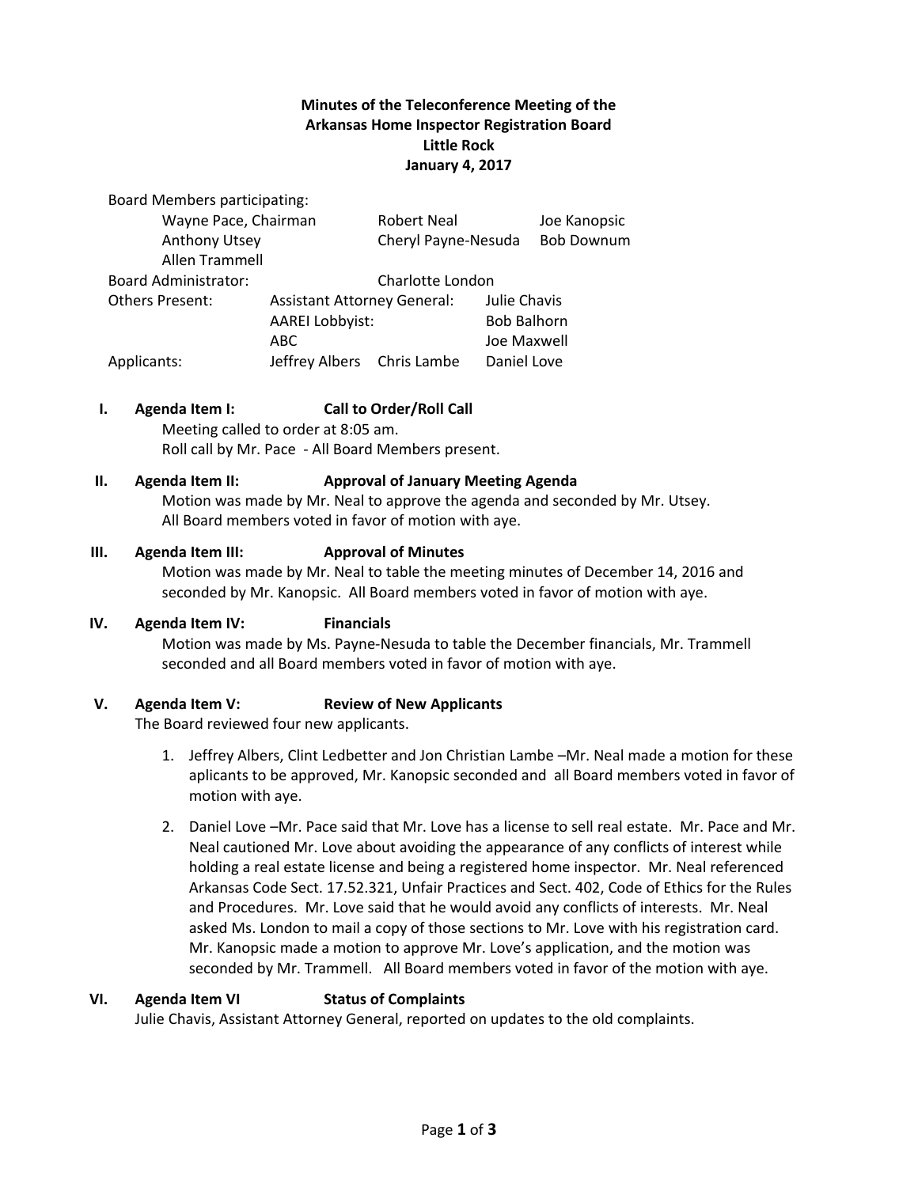**Minutes of the Teleconference Meeting of the**
**Arkansas Home Inspector Registration Board**
**Little Rock**
**January 4, 2017**

Board Members participating:

| | | |
|---|---|---|
| Wayne Pace, Chairman | Robert Neal | Joe Kanopsic |
| Anthony Utsey | Cheryl Payne-Nesuda | Bob Downum |
| Allen Trammell | | |

Board Administrator: Charlotte London

| Others Present: | | |
|---|---|---|
| Assistant Attorney General: | | Julie Chavis |
| AAREI Lobbyist: | | Bob Balhorn |
| ABC | | Joe Maxwell |

| Applicants: | | |
|---|---|---|
| Jeffrey Albers | Chris Lambe | Daniel Love |

**I. Agenda Item I: Call to Order/Roll Call**

Meeting called to order at 8:05 am.
Roll call by Mr. Pace - All Board Members present.

**II. Agenda Item II: Approval of January Meeting Agenda**

Motion was made by Mr. Neal to approve the agenda and seconded by Mr. Utsey. All Board members voted in favor of motion with aye.

**III. Agenda Item III: Approval of Minutes**

Motion was made by Mr. Neal to table the meeting minutes of December 14, 2016 and seconded by Mr. Kanopsic. All Board members voted in favor of motion with aye.

**IV. Agenda Item IV: Financials**

Motion was made by Ms. Payne-Nesuda to table the December financials, Mr. Trammell seconded and all Board members voted in favor of motion with aye.

**V. Agenda Item V: Review of New Applicants**

The Board reviewed four new applicants.

1. Jeffrey Albers, Clint Ledbetter and Jon Christian Lambe –Mr. Neal made a motion for these aplicants to be approved, Mr. Kanopsic seconded and all Board members voted in favor of motion with aye.
2. Daniel Love –Mr. Pace said that Mr. Love has a license to sell real estate. Mr. Pace and Mr. Neal cautioned Mr. Love about avoiding the appearance of any conflicts of interest while holding a real estate license and being a registered home inspector. Mr. Neal referenced Arkansas Code Sect. 17.52.321, Unfair Practices and Sect. 402, Code of Ethics for the Rules and Procedures. Mr. Love said that he would avoid any conflicts of interests. Mr. Neal asked Ms. London to mail a copy of those sections to Mr. Love with his registration card. Mr. Kanopsic made a motion to approve Mr. Love's application, and the motion was seconded by Mr. Trammell. All Board members voted in favor of the motion with aye.

**VI. Agenda Item VI Status of Complaints**

Julie Chavis, Assistant Attorney General, reported on updates to the old complaints.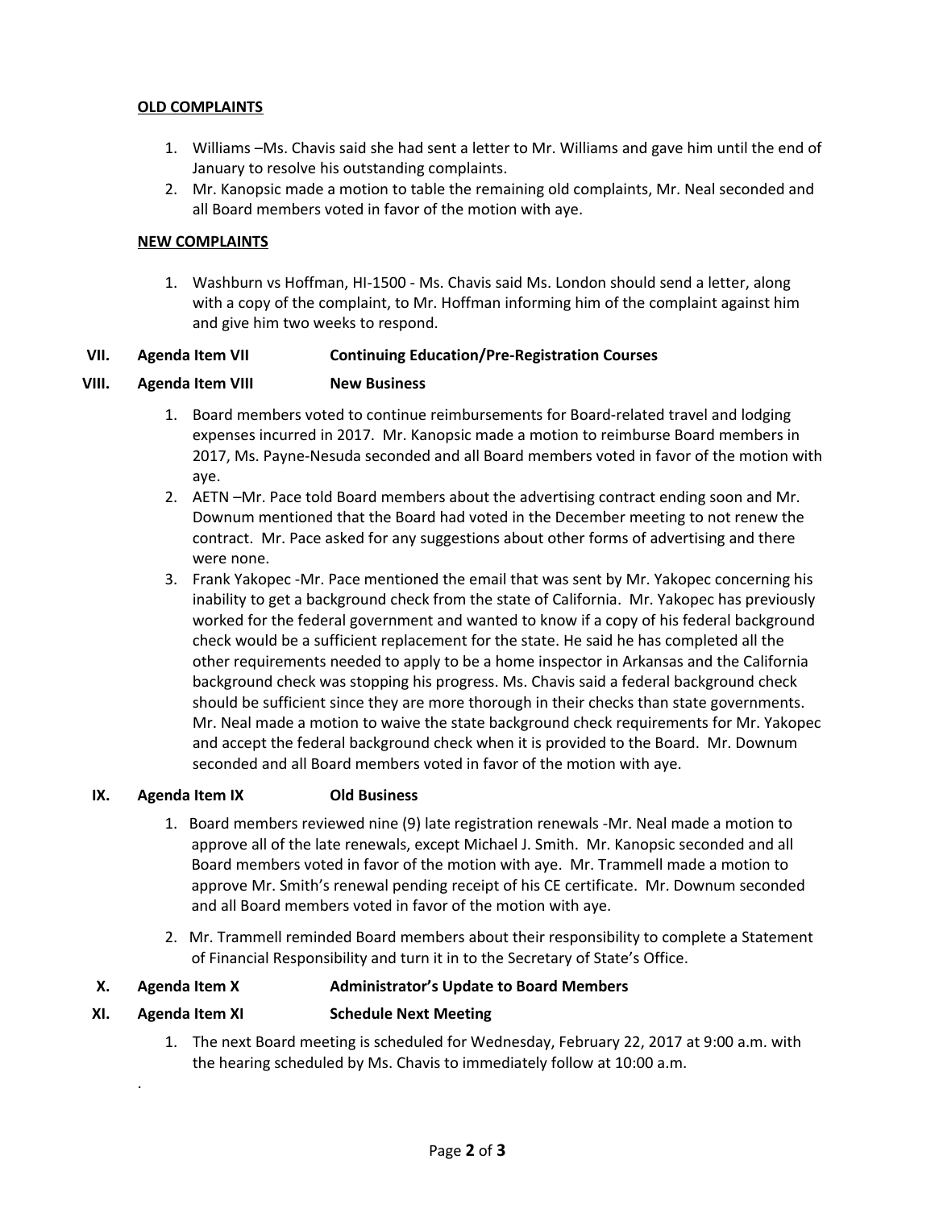**OLD COMPLAINTS**

1. Williams –Ms. Chavis said she had sent a letter to Mr. Williams and gave him until the end of January to resolve his outstanding complaints.
2. Mr. Kanopsic made a motion to table the remaining old complaints, Mr. Neal seconded and all Board members voted in favor of the motion with aye.

**NEW COMPLAINTS**

1. Washburn vs Hoffman, HI-1500 - Ms. Chavis said Ms. London should send a letter, along with a copy of the complaint, to Mr. Hoffman informing him of the complaint against him and give him two weeks to respond.

**VII. Agenda Item VII — Continuing Education/Pre-Registration Courses**

**VIII. Agenda Item VIII — New Business**

1. Board members voted to continue reimbursements for Board-related travel and lodging expenses incurred in 2017. Mr. Kanopsic made a motion to reimburse Board members in 2017, Ms. Payne-Nesuda seconded and all Board members voted in favor of the motion with aye.
2. AETN –Mr. Pace told Board members about the advertising contract ending soon and Mr. Downum mentioned that the Board had voted in the December meeting to not renew the contract. Mr. Pace asked for any suggestions about other forms of advertising and there were none.
3. Frank Yakopec -Mr. Pace mentioned the email that was sent by Mr. Yakopec concerning his inability to get a background check from the state of California. Mr. Yakopec has previously worked for the federal government and wanted to know if a copy of his federal background check would be a sufficient replacement for the state. He said he has completed all the other requirements needed to apply to be a home inspector in Arkansas and the California background check was stopping his progress. Ms. Chavis said a federal background check should be sufficient since they are more thorough in their checks than state governments. Mr. Neal made a motion to waive the state background check requirements for Mr. Yakopec and accept the federal background check when it is provided to the Board. Mr. Downum seconded and all Board members voted in favor of the motion with aye.

**IX. Agenda Item IX — Old Business**

1. Board members reviewed nine (9) late registration renewals -Mr. Neal made a motion to approve all of the late renewals, except Michael J. Smith. Mr. Kanopsic seconded and all Board members voted in favor of the motion with aye. Mr. Trammell made a motion to approve Mr. Smith's renewal pending receipt of his CE certificate. Mr. Downum seconded and all Board members voted in favor of the motion with aye.
2. Mr. Trammell reminded Board members about their responsibility to complete a Statement of Financial Responsibility and turn it in to the Secretary of State's Office.

**X. Agenda Item X — Administrator's Update to Board Members**

**XI. Agenda Item XI — Schedule Next Meeting**

1. The next Board meeting is scheduled for Wednesday, February 22, 2017 at 9:00 a.m. with the hearing scheduled by Ms. Chavis to immediately follow at 10:00 a.m.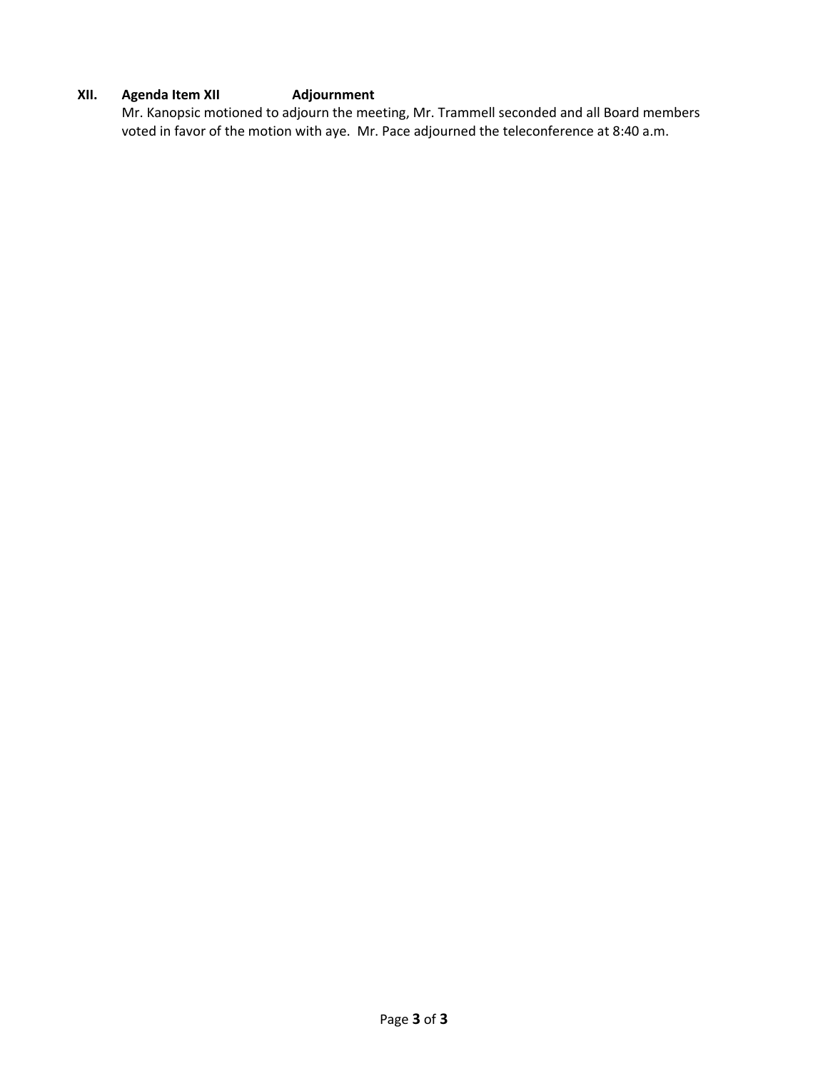**XII. Agenda Item XII Adjournment**

Mr. Kanopsic motioned to adjourn the meeting, Mr. Trammell seconded and all Board members voted in favor of the motion with aye. Mr. Pace adjourned the teleconference at 8:40 a.m.